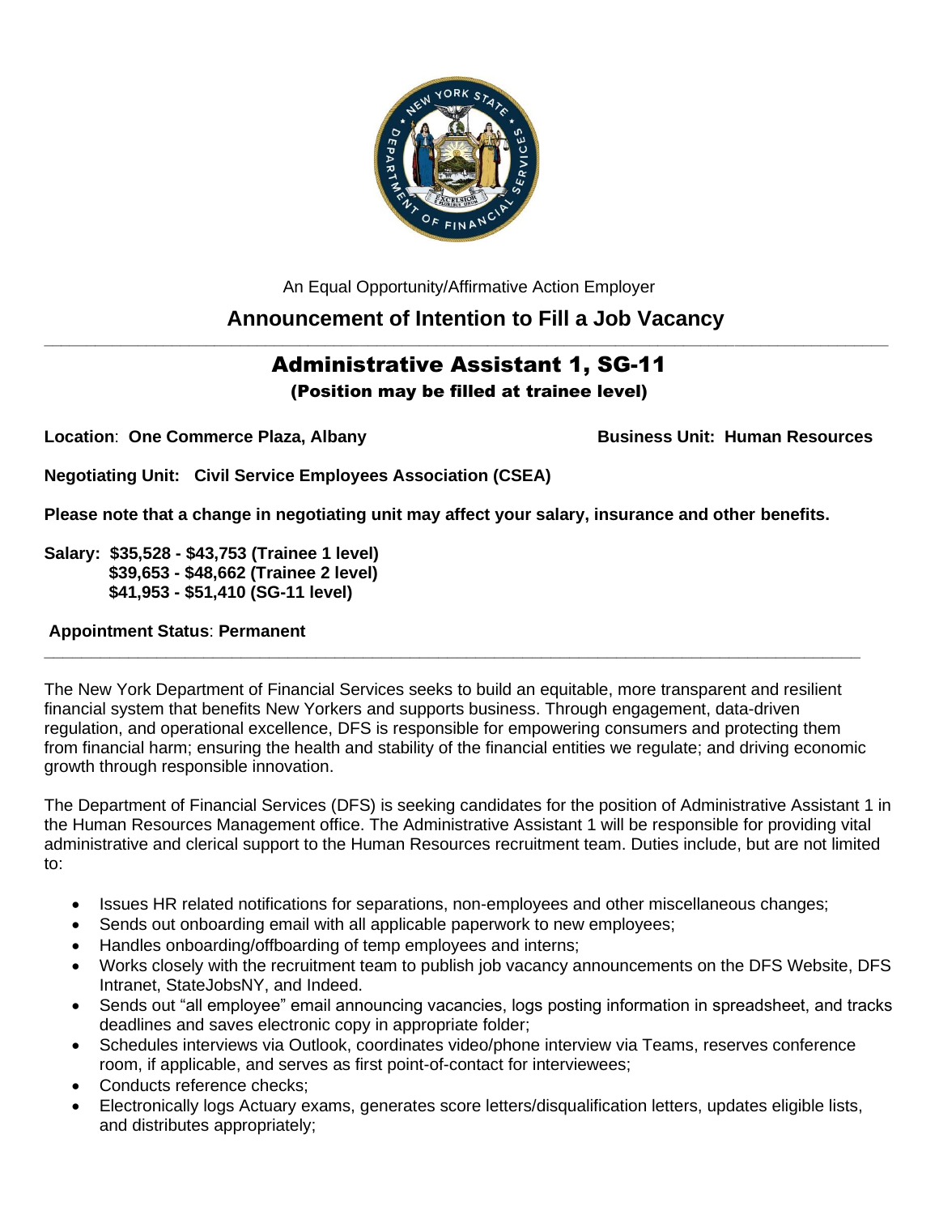An Equal Opportunity/Affirmative Action Employer

## Announcement of Intention to Fill a Job Vacancy

---

# Administrative Assistant 1, SG-11

### (Position may be filled at trainee level)

**Location**: **One Commerce Plaza, Albany** **Business Unit: Human Resources**

**Negotiating Unit: Civil Service Employees Association (CSEA)**

**Please note that a change in negotiating unit may affect your salary, insurance and other benefits.**

**Salary: $35,528 - $43,753 (Trainee 1 level)**
**$39,653 - $48,662 (Trainee 2 level)**
**$41,953 - $51,410 (SG-11 level)**

**Appointment Status**: **Permanent**

---

The New York Department of Financial Services seeks to build an equitable, more transparent and resilient financial system that benefits New Yorkers and supports business. Through engagement, data-driven regulation, and operational excellence, DFS is responsible for empowering consumers and protecting them from financial harm; ensuring the health and stability of the financial entities we regulate; and driving economic growth through responsible innovation.

The Department of Financial Services (DFS) is seeking candidates for the position of Administrative Assistant 1 in the Human Resources Management office. The Administrative Assistant 1 will be responsible for providing vital administrative and clerical support to the Human Resources recruitment team. Duties include, but are not limited to:

- Issues HR related notifications for separations, non-employees and other miscellaneous changes;
- Sends out onboarding email with all applicable paperwork to new employees;
- Handles onboarding/offboarding of temp employees and interns;
- Works closely with the recruitment team to publish job vacancy announcements on the DFS Website, DFS Intranet, StateJobsNY, and Indeed.
- Sends out "all employee" email announcing vacancies, logs posting information in spreadsheet, and tracks deadlines and saves electronic copy in appropriate folder;
- Schedules interviews via Outlook, coordinates video/phone interview via Teams, reserves conference room, if applicable, and serves as first point-of-contact for interviewees;
- Conducts reference checks;
- Electronically logs Actuary exams, generates score letters/disqualification letters, updates eligible lists, and distributes appropriately;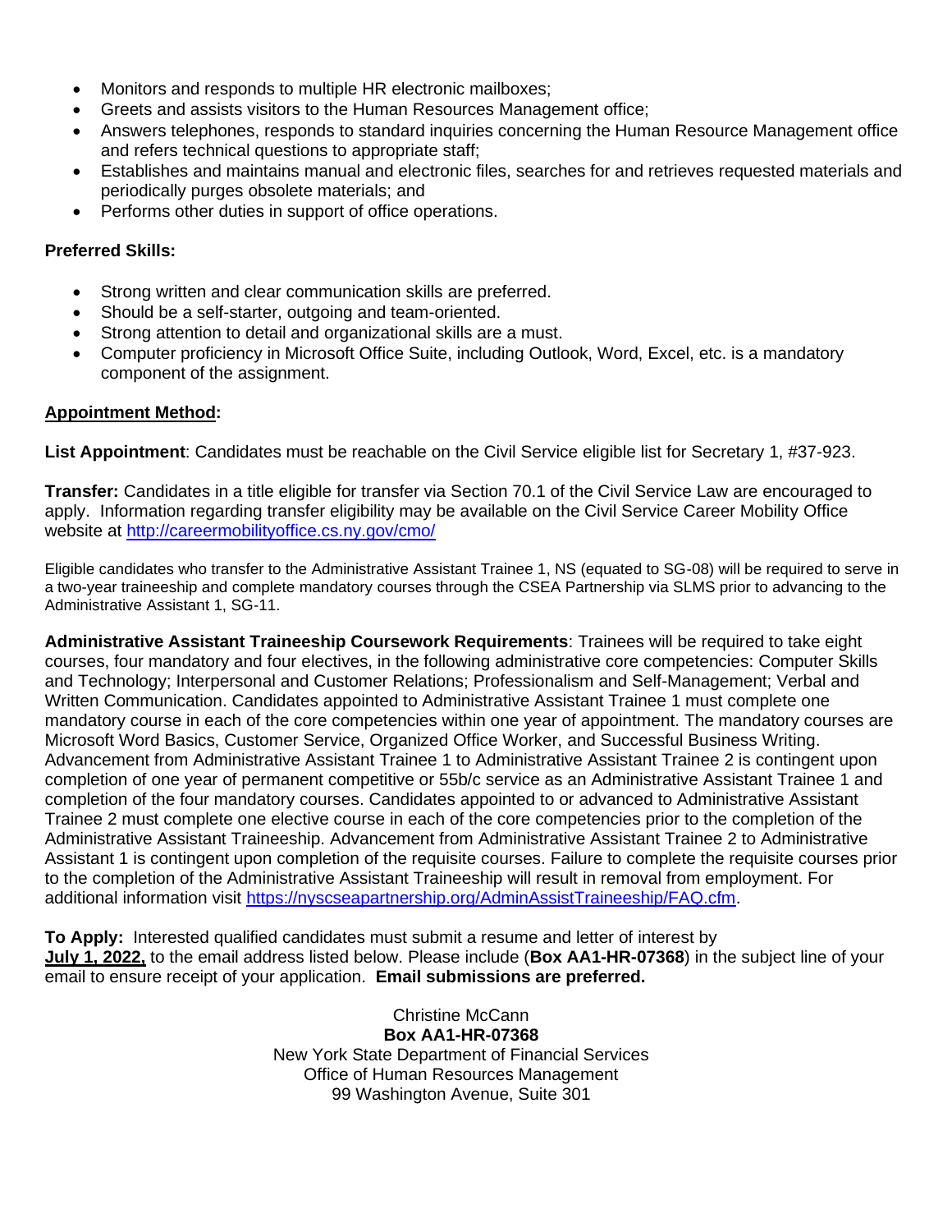- Monitors and responds to multiple HR electronic mailboxes;
- Greets and assists visitors to the Human Resources Management office;
- Answers telephones, responds to standard inquiries concerning the Human Resource Management office and refers technical questions to appropriate staff;
- Establishes and maintains manual and electronic files, searches for and retrieves requested materials and periodically purges obsolete materials; and
- Performs other duties in support of office operations.

**Preferred Skills:**

- Strong written and clear communication skills are preferred.
- Should be a self-starter, outgoing and team-oriented.
- Strong attention to detail and organizational skills are a must.
- Computer proficiency in Microsoft Office Suite, including Outlook, Word, Excel, etc. is a mandatory component of the assignment.

**Appointment Method:**

**List Appointment**: Candidates must be reachable on the Civil Service eligible list for Secretary 1, #37-923.

**Transfer:** Candidates in a title eligible for transfer via Section 70.1 of the Civil Service Law are encouraged to apply. Information regarding transfer eligibility may be available on the Civil Service Career Mobility Office website at http://careermobilityoffice.cs.ny.gov/cmo/

Eligible candidates who transfer to the Administrative Assistant Trainee 1, NS (equated to SG-08) will be required to serve in a two-year traineeship and complete mandatory courses through the CSEA Partnership via SLMS prior to advancing to the Administrative Assistant 1, SG-11.

**Administrative Assistant Traineeship Coursework Requirements**: Trainees will be required to take eight courses, four mandatory and four electives, in the following administrative core competencies: Computer Skills and Technology; Interpersonal and Customer Relations; Professionalism and Self-Management; Verbal and Written Communication. Candidates appointed to Administrative Assistant Trainee 1 must complete one mandatory course in each of the core competencies within one year of appointment. The mandatory courses are Microsoft Word Basics, Customer Service, Organized Office Worker, and Successful Business Writing. Advancement from Administrative Assistant Trainee 1 to Administrative Assistant Trainee 2 is contingent upon completion of one year of permanent competitive or 55b/c service as an Administrative Assistant Trainee 1 and completion of the four mandatory courses. Candidates appointed to or advanced to Administrative Assistant Trainee 2 must complete one elective course in each of the core competencies prior to the completion of the Administrative Assistant Traineeship. Advancement from Administrative Assistant Trainee 2 to Administrative Assistant 1 is contingent upon completion of the requisite courses. Failure to complete the requisite courses prior to the completion of the Administrative Assistant Traineeship will result in removal from employment. For additional information visit https://nyscseapartnership.org/AdminAssistTraineeship/FAQ.cfm.

**To Apply:** Interested qualified candidates must submit a resume and letter of interest by **July 1, 2022,** to the email address listed below. Please include (**Box AA1-HR-07368**) in the subject line of your email to ensure receipt of your application. **Email submissions are preferred.**

Christine McCann
**Box AA1-HR-07368**
New York State Department of Financial Services
Office of Human Resources Management
99 Washington Avenue, Suite 301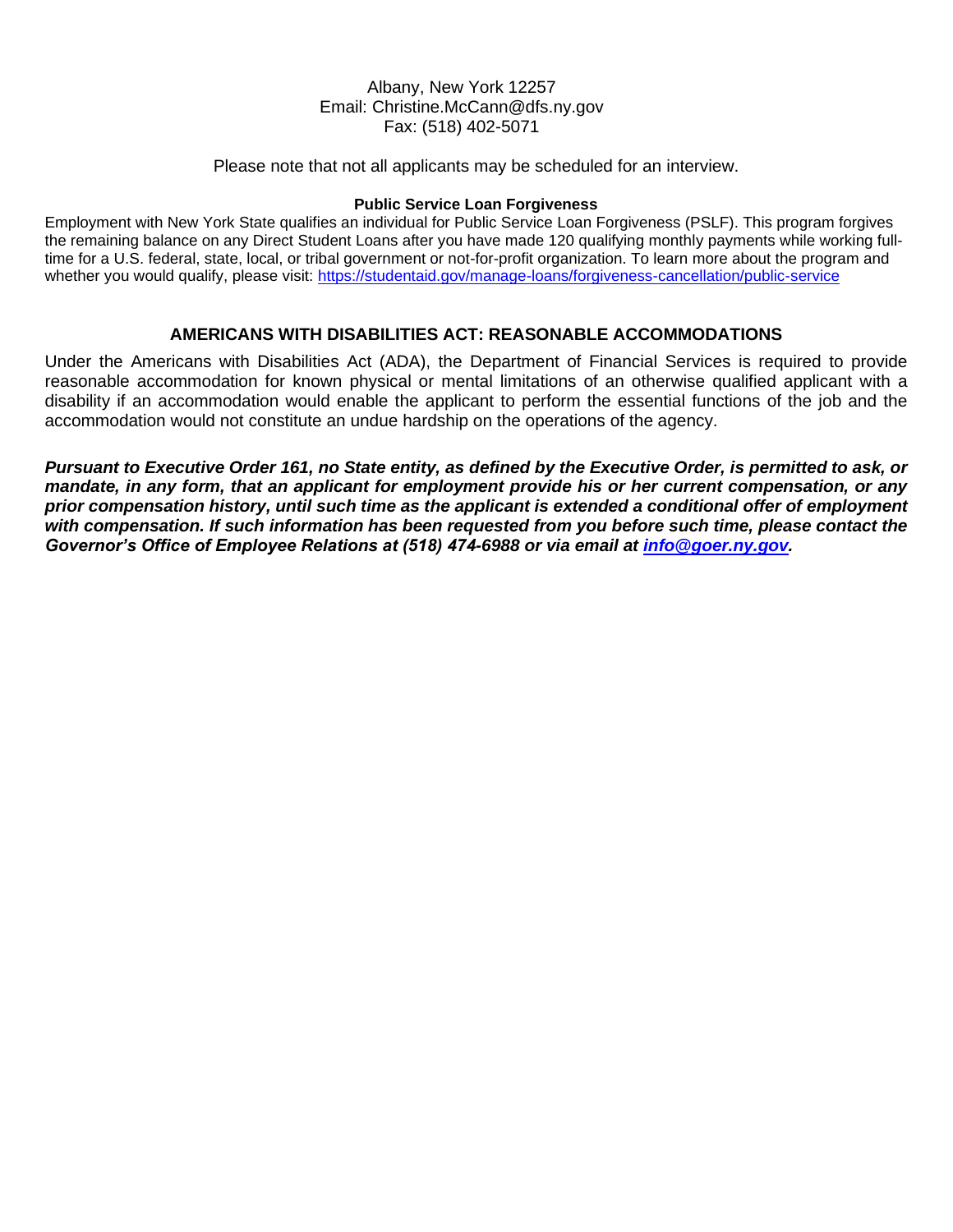Albany, New York 12257
Email: Christine.McCann@dfs.ny.gov
Fax: (518) 402-5071

Please note that not all applicants may be scheduled for an interview.

**Public Service Loan Forgiveness**

Employment with New York State qualifies an individual for Public Service Loan Forgiveness (PSLF). This program forgives the remaining balance on any Direct Student Loans after you have made 120 qualifying monthly payments while working full-time for a U.S. federal, state, local, or tribal government or not-for-profit organization. To learn more about the program and whether you would qualify, please visit: https://studentaid.gov/manage-loans/forgiveness-cancellation/public-service

## AMERICANS WITH DISABILITIES ACT: REASONABLE ACCOMMODATIONS

Under the Americans with Disabilities Act (ADA), the Department of Financial Services is required to provide reasonable accommodation for known physical or mental limitations of an otherwise qualified applicant with a disability if an accommodation would enable the applicant to perform the essential functions of the job and the accommodation would not constitute an undue hardship on the operations of the agency.

***Pursuant to Executive Order 161, no State entity, as defined by the Executive Order, is permitted to ask, or mandate, in any form, that an applicant for employment provide his or her current compensation, or any prior compensation history, until such time as the applicant is extended a conditional offer of employment with compensation. If such information has been requested from you before such time, please contact the Governor's Office of Employee Relations at (518) 474-6988 or via email at info@goer.ny.gov.***